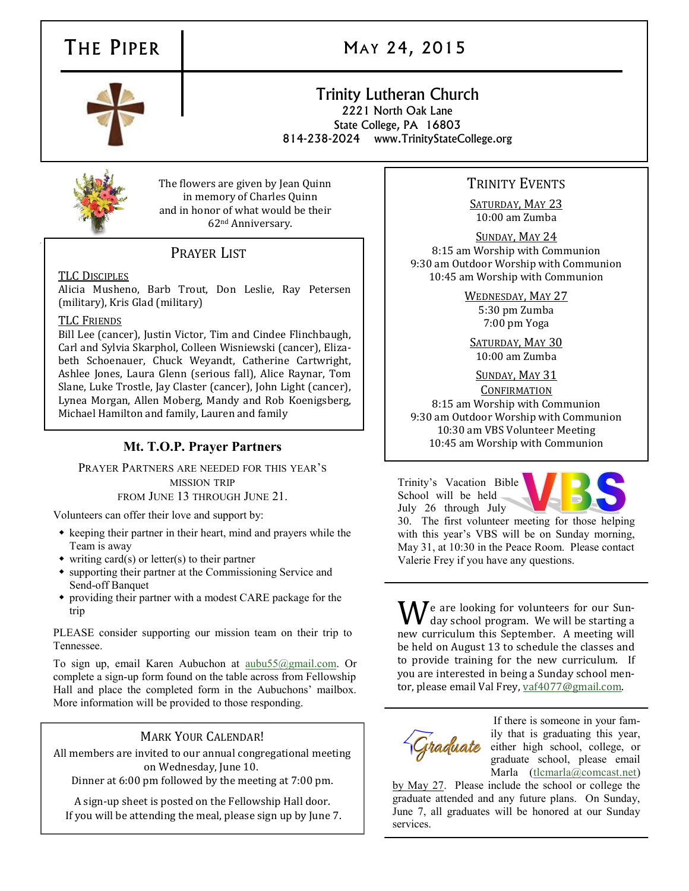# THE PIPER

## MAY 24, 2015

**Trinity Lutheran Church**
2221 North Oak Lane
State College, PA 16803
814-238-2024 www.TrinityStateCollege.org

The flowers are given by Jean Quinn in memory of Charles Quinn and in honor of what would be their 62nd Anniversary.

## PRAYER LIST

**TLC DISCIPLES**
Alicia Musheno, Barb Trout, Don Leslie, Ray Petersen (military), Kris Glad (military)

**TLC FRIENDS**
Bill Lee (cancer), Justin Victor, Tim and Cindee Flinchbaugh, Carl and Sylvia Skarphol, Colleen Wisniewski (cancer), Elizabeth Schoenauer, Chuck Weyandt, Catherine Cartwright, Ashlee Jones, Laura Glenn (serious fall), Alice Raynar, Tom Slane, Luke Trostle, Jay Claster (cancer), John Light (cancer), Lynea Morgan, Allen Moberg, Mandy and Rob Koenigsberg, Michael Hamilton and family, Lauren and family

## Mt. T.O.P. Prayer Partners

PRAYER PARTNERS ARE NEEDED FOR THIS YEAR'S MISSION TRIP FROM JUNE 13 THROUGH JUNE 21.

Volunteers can offer their love and support by:

- keeping their partner in their heart, mind and prayers while the Team is away
- writing card(s) or letter(s) to their partner
- supporting their partner at the Commissioning Service and Send-off Banquet
- providing their partner with a modest CARE package for the trip

PLEASE consider supporting our mission team on their trip to Tennessee.

To sign up, email Karen Aubuchon at aubu55@gmail.com. Or complete a sign-up form found on the table across from Fellowship Hall and place the completed form in the Aubuchons' mailbox. More information will be provided to those responding.

## MARK YOUR CALENDAR!

All members are invited to our annual congregational meeting on Wednesday, June 10.
Dinner at 6:00 pm followed by the meeting at 7:00 pm.

A sign-up sheet is posted on the Fellowship Hall door.
If you will be attending the meal, please sign up by June 7.

## TRINITY EVENTS

**SATURDAY, MAY 23**
10:00 am Zumba

**SUNDAY, MAY 24**
8:15 am Worship with Communion
9:30 am Outdoor Worship with Communion
10:45 am Worship with Communion

**WEDNESDAY, MAY 27**
5:30 pm Zumba
7:00 pm Yoga

**SATURDAY, MAY 30**
10:00 am Zumba

**SUNDAY, MAY 31**
**CONFIRMATION**
8:15 am Worship with Communion
9:30 am Outdoor Worship with Communion
10:30 am VBS Volunteer Meeting
10:45 am Worship with Communion

---

Trinity's Vacation Bible School will be held July 26 through July 30. The first volunteer meeting for those helping with this year's VBS will be on Sunday morning, May 31, at 10:30 in the Peace Room. Please contact Valerie Frey if you have any questions.

---

We are looking for volunteers for our Sunday school program. We will be starting a new curriculum this September. A meeting will be held on August 13 to schedule the classes and to provide training for the new curriculum. If you are interested in being a Sunday school mentor, please email Val Frey, vaf4077@gmail.com.

---

If there is someone in your family that is graduating this year, either high school, college, or graduate school, please email Marla (tlcmarla@comcast.net) by May 27. Please include the school or college the graduate attended and any future plans. On Sunday, June 7, all graduates will be honored at our Sunday services.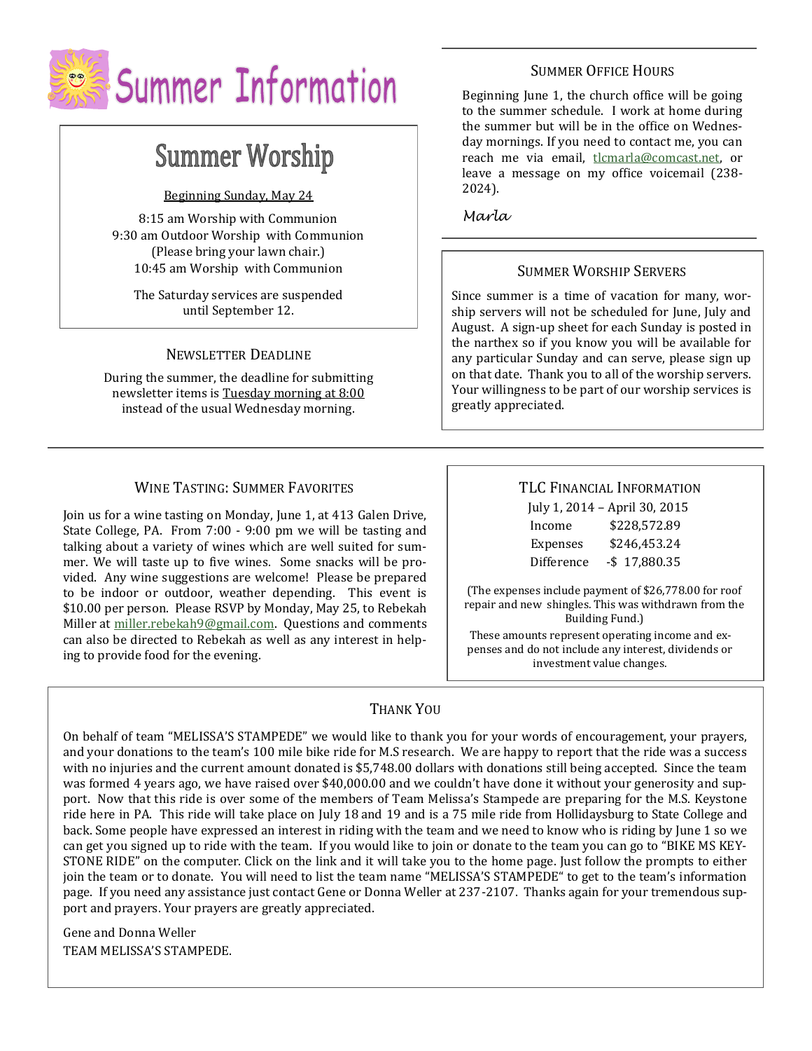# Summer Information

## Summer Worship

Beginning Sunday, May 24

8:15 am Worship with Communion
9:30 am Outdoor Worship with Communion
(Please bring your lawn chair.)
10:45 am Worship with Communion

The Saturday services are suspended until September 12.

## Newsletter Deadline

During the summer, the deadline for submitting newsletter items is Tuesday morning at 8:00 instead of the usual Wednesday morning.

## Summer Office Hours

Beginning June 1, the church office will be going to the summer schedule. I work at home during the summer but will be in the office on Wednesday mornings. If you need to contact me, you can reach me via email, tlcmarla@comcast.net, or leave a message on my office voicemail (238-2024).

*Marla*

## Summer Worship Servers

Since summer is a time of vacation for many, worship servers will not be scheduled for June, July and August. A sign-up sheet for each Sunday is posted in the narthex so if you know you will be available for any particular Sunday and can serve, please sign up on that date. Thank you to all of the worship servers. Your willingness to be part of our worship services is greatly appreciated.

## Wine Tasting: Summer Favorites

Join us for a wine tasting on Monday, June 1, at 413 Galen Drive, State College, PA. From 7:00 - 9:00 pm we will be tasting and talking about a variety of wines which are well suited for summer. We will taste up to five wines. Some snacks will be provided. Any wine suggestions are welcome! Please be prepared to be indoor or outdoor, weather depending. This event is $10.00 per person. Please RSVP by Monday, May 25, to Rebekah Miller at miller.rebekah9@gmail.com. Questions and comments can also be directed to Rebekah as well as any interest in helping to provide food for the evening.

## TLC Financial Information

July 1, 2014 – April 30, 2015

| | |
|---|---|
| Income | $228,572.89 |
| Expenses | $246,453.24 |
| Difference | -$ 17,880.35 |

(The expenses include payment of $26,778.00 for roof repair and new shingles. This was withdrawn from the Building Fund.)

These amounts represent operating income and expenses and do not include any interest, dividends or investment value changes.

## Thank You

On behalf of team "MELISSA'S STAMPEDE" we would like to thank you for your words of encouragement, your prayers, and your donations to the team's 100 mile bike ride for M.S research. We are happy to report that the ride was a success with no injuries and the current amount donated is $5,748.00 dollars with donations still being accepted. Since the team was formed 4 years ago, we have raised over $40,000.00 and we couldn't have done it without your generosity and support. Now that this ride is over some of the members of Team Melissa's Stampede are preparing for the M.S. Keystone ride here in PA. This ride will take place on July 18 and 19 and is a 75 mile ride from Hollidaysburg to State College and back. Some people have expressed an interest in riding with the team and we need to know who is riding by June 1 so we can get you signed up to ride with the team. If you would like to join or donate to the team you can go to "BIKE MS KEYSTONE RIDE" on the computer. Click on the link and it will take you to the home page. Just follow the prompts to either join the team or to donate. You will need to list the team name "MELISSA'S STAMPEDE" to get to the team's information page. If you need any assistance just contact Gene or Donna Weller at 237-2107. Thanks again for your tremendous support and prayers. Your prayers are greatly appreciated.

Gene and Donna Weller
TEAM MELISSA'S STAMPEDE.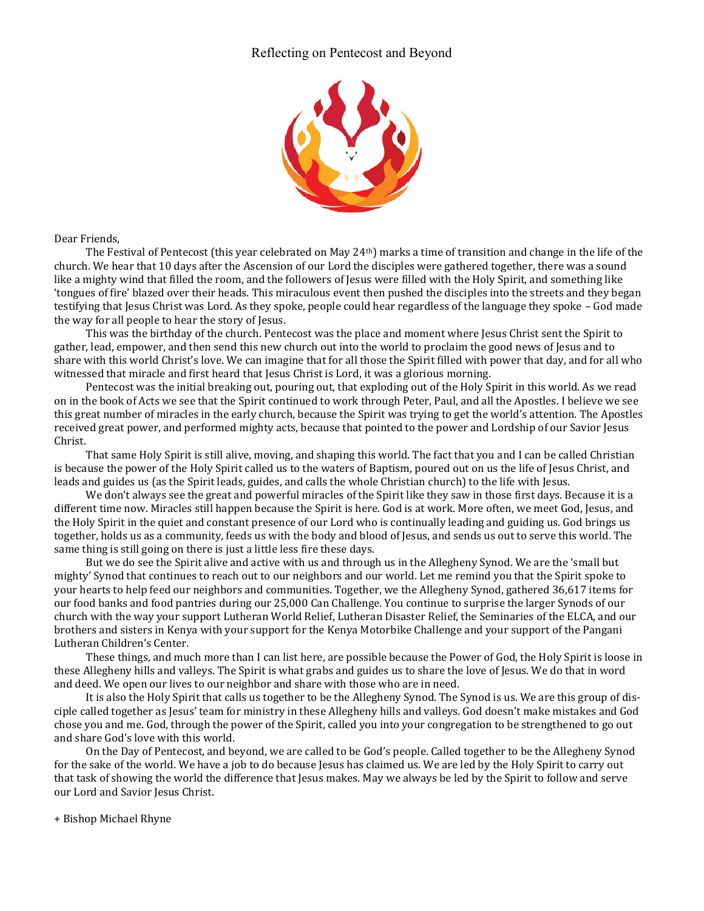# Reflecting on Pentecost and Beyond

Dear Friends,

The Festival of Pentecost (this year celebrated on May 24th) marks a time of transition and change in the life of the church. We hear that 10 days after the Ascension of our Lord the disciples were gathered together, there was a sound like a mighty wind that filled the room, and the followers of Jesus were filled with the Holy Spirit, and something like 'tongues of fire' blazed over their heads. This miraculous event then pushed the disciples into the streets and they began testifying that Jesus Christ was Lord. As they spoke, people could hear regardless of the language they spoke – God made the way for all people to hear the story of Jesus.

This was the birthday of the church. Pentecost was the place and moment where Jesus Christ sent the Spirit to gather, lead, empower, and then send this new church out into the world to proclaim the good news of Jesus and to share with this world Christ's love. We can imagine that for all those the Spirit filled with power that day, and for all who witnessed that miracle and first heard that Jesus Christ is Lord, it was a glorious morning.

Pentecost was the initial breaking out, pouring out, that exploding out of the Holy Spirit in this world. As we read on in the book of Acts we see that the Spirit continued to work through Peter, Paul, and all the Apostles. I believe we see this great number of miracles in the early church, because the Spirit was trying to get the world's attention. The Apostles received great power, and performed mighty acts, because that pointed to the power and Lordship of our Savior Jesus Christ.

That same Holy Spirit is still alive, moving, and shaping this world. The fact that you and I can be called Christian is because the power of the Holy Spirit called us to the waters of Baptism, poured out on us the life of Jesus Christ, and leads and guides us (as the Spirit leads, guides, and calls the whole Christian church) to the life with Jesus.

We don't always see the great and powerful miracles of the Spirit like they saw in those first days. Because it is a different time now. Miracles still happen because the Spirit is here. God is at work. More often, we meet God, Jesus, and the Holy Spirit in the quiet and constant presence of our Lord who is continually leading and guiding us. God brings us together, holds us as a community, feeds us with the body and blood of Jesus, and sends us out to serve this world. The same thing is still going on there is just a little less fire these days.

But we do see the Spirit alive and active with us and through us in the Allegheny Synod. We are the 'small but mighty' Synod that continues to reach out to our neighbors and our world. Let me remind you that the Spirit spoke to your hearts to help feed our neighbors and communities. Together, we the Allegheny Synod, gathered 36,617 items for our food banks and food pantries during our 25,000 Can Challenge. You continue to surprise the larger Synods of our church with the way your support Lutheran World Relief, Lutheran Disaster Relief, the Seminaries of the ELCA, and our brothers and sisters in Kenya with your support for the Kenya Motorbike Challenge and your support of the Pangani Lutheran Children's Center.

These things, and much more than I can list here, are possible because the Power of God, the Holy Spirit is loose in these Allegheny hills and valleys. The Spirit is what grabs and guides us to share the love of Jesus. We do that in word and deed. We open our lives to our neighbor and share with those who are in need.

It is also the Holy Spirit that calls us together to be the Allegheny Synod. The Synod is us. We are this group of disciple called together as Jesus' team for ministry in these Allegheny hills and valleys. God doesn't make mistakes and God chose you and me. God, through the power of the Spirit, called you into your congregation to be strengthened to go out and share God's love with this world.

On the Day of Pentecost, and beyond, we are called to be God's people. Called together to be the Allegheny Synod for the sake of the world. We have a job to do because Jesus has claimed us. We are led by the Holy Spirit to carry out that task of showing the world the difference that Jesus makes. May we always be led by the Spirit to follow and serve our Lord and Savior Jesus Christ.

+ Bishop Michael Rhyne